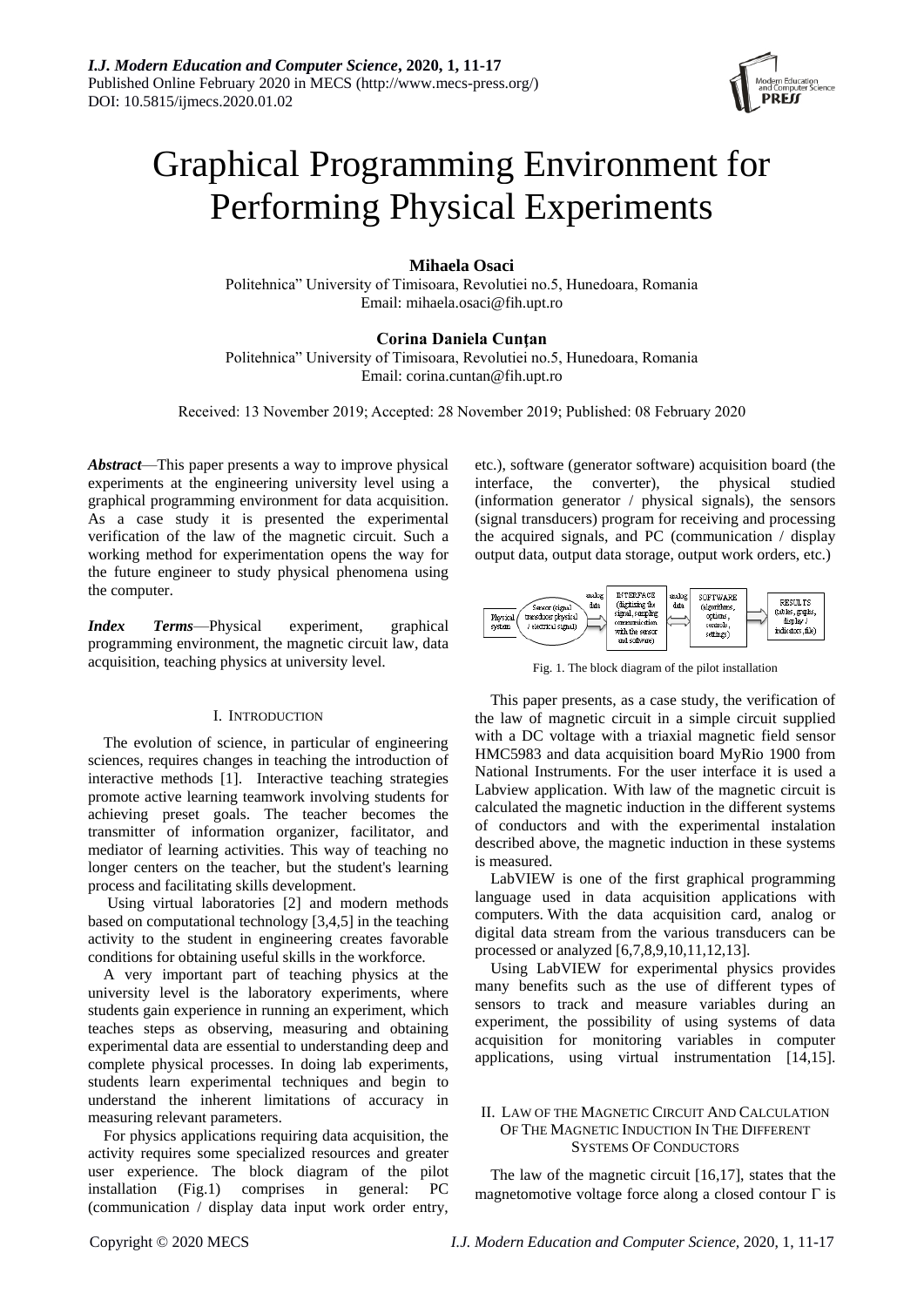# Graphical Programming Environment for Performing Physical Experiments

**Mihaela Osaci**

Politehnica" University of Timisoara, Revolutiei no.5, Hunedoara, Romania
Email: mihaela.osaci@fih.upt.ro

**Corina Daniela Cunțan**

Politehnica" University of Timisoara, Revolutiei no.5, Hunedoara, Romania
Email: corina.cuntan@fih.upt.ro

Received: 13 November 2019; Accepted: 28 November 2019; Published: 08 February 2020

***Abstract***—This paper presents a way to improve physical experiments at the engineering university level using a graphical programming environment for data acquisition. As a case study it is presented the experimental verification of the law of the magnetic circuit. Such a working method for experimentation opens the way for the future engineer to study physical phenomena using the computer.

***Index Terms***—Physical experiment, graphical programming environment, the magnetic circuit law, data acquisition, teaching physics at university level.

## I. Introduction

The evolution of science, in particular of engineering sciences, requires changes in teaching the introduction of interactive methods [1]. Interactive teaching strategies promote active learning teamwork involving students for achieving preset goals. The teacher becomes the transmitter of information organizer, facilitator, and mediator of learning activities. This way of teaching no longer centers on the teacher, but the student's learning process and facilitating skills development.

Using virtual laboratories [2] and modern methods based on computational technology [3,4,5] in the teaching activity to the student in engineering creates favorable conditions for obtaining useful skills in the workforce.

A very important part of teaching physics at the university level is the laboratory experiments, where students gain experience in running an experiment, which teaches steps as observing, measuring and obtaining experimental data are essential to understanding deep and complete physical processes. In doing lab experiments, students learn experimental techniques and begin to understand the inherent limitations of accuracy in measuring relevant parameters.

For physics applications requiring data acquisition, the activity requires some specialized resources and greater user experience. The block diagram of the pilot installation (Fig.1) comprises in general: PC (communication / display data input work order entry, etc.), software (generator software) acquisition board (the interface, the converter), the physical studied (information generator / physical signals), the sensors (signal transducers) program for receiving and processing the acquired signals, and PC (communication / display output data, output data storage, output work orders, etc.)

Physical system → Sensor (signal transducer physical / electrical signal) → analog data → INTERFACE (digitizing the signal, sampling communication with the sensor and software) ⇔ analog data ⇔ SOFTWARE (algorithms, options, controls, settings) → RESULTS (tables, graphs, display / indicators, file)

Fig. 1. The block diagram of the pilot installation

This paper presents, as a case study, the verification of the law of magnetic circuit in a simple circuit supplied with a DC voltage with a triaxial magnetic field sensor HMC5983 and data acquisition board MyRio 1900 from National Instruments. For the user interface it is used a Labview application. With law of the magnetic circuit is calculated the magnetic induction in the different systems of conductors and with the experimental instalation described above, the magnetic induction in these systems is measured.

LabVIEW is one of the first graphical programming language used in data acquisition applications with computers. With the data acquisition card, analog or digital data stream from the various transducers can be processed or analyzed [6,7,8,9,10,11,12,13].

Using LabVIEW for experimental physics provides many benefits such as the use of different types of sensors to track and measure variables during an experiment, the possibility of using systems of data acquisition for monitoring variables in computer applications, using virtual instrumentation [14,15].

## II. Law of the Magnetic Circuit and Calculation of the Magnetic Induction in the Different Systems of Conductors

The law of the magnetic circuit [16,17], states that the magnetomotive voltage force along a closed contour $\Gamma$ is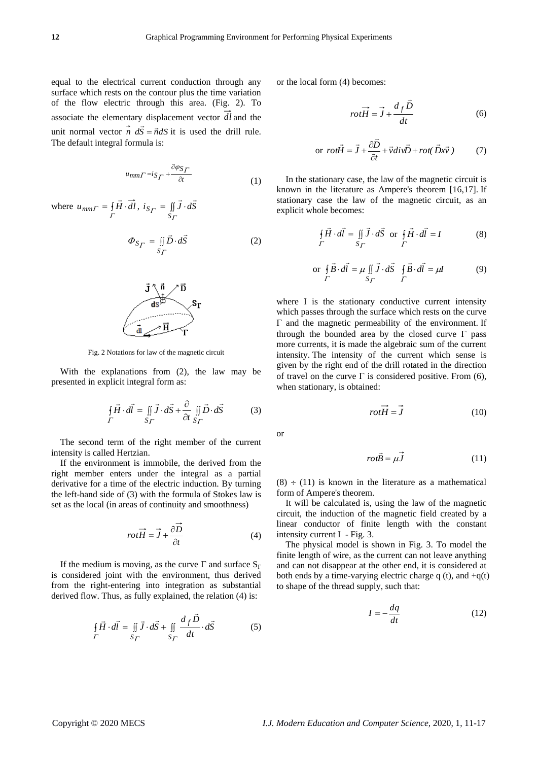equal to the electrical current conduction through any surface which rests on the contour plus the time variation of the flow electric through this area. (Fig. 2). To associate the elementary displacement vector $\vec{dl}$ and the unit normal vector $\vec{n}$ $d\vec{S} = \vec{n}dS$ it is used the drill rule. The default integral formula is:

$$u_{mm\Gamma} = i_{S_\Gamma} + \frac{\partial \varphi_{S_\Gamma}}{\partial t} \tag{1}$$

where $u_{mm\Gamma} = \oint_\Gamma \vec{H} \cdot \vec{dl}$, $i_{S_\Gamma} = \iint_{S_\Gamma} \vec{J} \cdot d\vec{S}$

$$\Phi_{S_\Gamma} = \iint_{S_\Gamma} \vec{D} \cdot d\vec{S} \tag{2}$$

Fig. 2 Notations for law of the magnetic circuit

With the explanations from (2), the law may be presented in explicit integral form as:

$$\oint_\Gamma \vec{H} \cdot \vec{dl} = \iint_{S_\Gamma} \vec{J} \cdot d\vec{S} + \frac{\partial}{\partial t} \iint_{S_\Gamma} \vec{D} \cdot d\vec{S} \tag{3}$$

The second term of the right member of the current intensity is called Hertzian.

If the environment is immobile, the derived from the right member enters under the integral as a partial derivative for a time of the electric induction. By turning the left-hand side of (3) with the formula of Stokes law is set as the local (in areas of continuity and smoothness)

$$\overrightarrow{rotH} = \vec{J} + \frac{\partial \vec{D}}{\partial t} \tag{4}$$

If the medium is moving, as the curve Γ and surface $S_\Gamma$ is considered joint with the environment, thus derived from the right-entering into integration as substantial derived flow. Thus, as fully explained, the relation (4) is:

$$\oint_\Gamma \vec{H} \cdot \vec{dl} = \iint_{S_\Gamma} \vec{J} \cdot d\vec{S} + \iint_{S_\Gamma} \frac{d_f \vec{D}}{dt} \cdot d\vec{S} \tag{5}$$

or the local form (4) becomes:

$$\overrightarrow{rotH} = \vec{J} + \frac{d_f \vec{D}}{dt} \tag{6}$$

$$\text{or } rot\vec{H} = \vec{J} + \frac{\partial \vec{D}}{\partial t} + \vec{v} div\vec{D} + rot(\vec{D} x \vec{v}) \tag{7}$$

In the stationary case, the law of the magnetic circuit is known in the literature as Ampere's theorem [16,17]. If stationary case the law of the magnetic circuit, as an explicit whole becomes:

$$\oint_\Gamma \vec{H} \cdot \vec{dl} = \iint_{S_\Gamma} \vec{J} \cdot d\vec{S} \text{ or } \oint_\Gamma \vec{H} \cdot \vec{dl} = I \tag{8}$$

$$\text{or } \oint_\Gamma \vec{B} \cdot \vec{dl} = \mu \iint_{S_\Gamma} \vec{J} \cdot d\vec{S} \quad \oint_\Gamma \vec{B} \cdot \vec{dl} = \mu I \tag{9}$$

where I is the stationary conductive current intensity which passes through the surface which rests on the curve Γ and the magnetic permeability of the environment. If through the bounded area by the closed curve Γ pass more currents, it is made the algebraic sum of the current intensity. The intensity of the current which sense is given by the right end of the drill rotated in the direction of travel on the curve Γ is considered positive. From (6), when stationary, is obtained:

$$\overrightarrow{rotH} = \vec{J} \tag{10}$$

or

$$rot\vec{B} = \mu \vec{J} \tag{11}$$

(8) ÷ (11) is known in the literature as a mathematical form of Ampere's theorem.

It will be calculated is, using the law of the magnetic circuit, the induction of the magnetic field created by a linear conductor of finite length with the constant intensity current I - Fig. 3.

The physical model is shown in Fig. 3. To model the finite length of wire, as the current can not leave anything and can not disappear at the other end, it is considered at both ends by a time-varying electric charge q (t), and +q(t) to shape of the thread supply, such that:

$$I = -\frac{dq}{dt} \tag{12}$$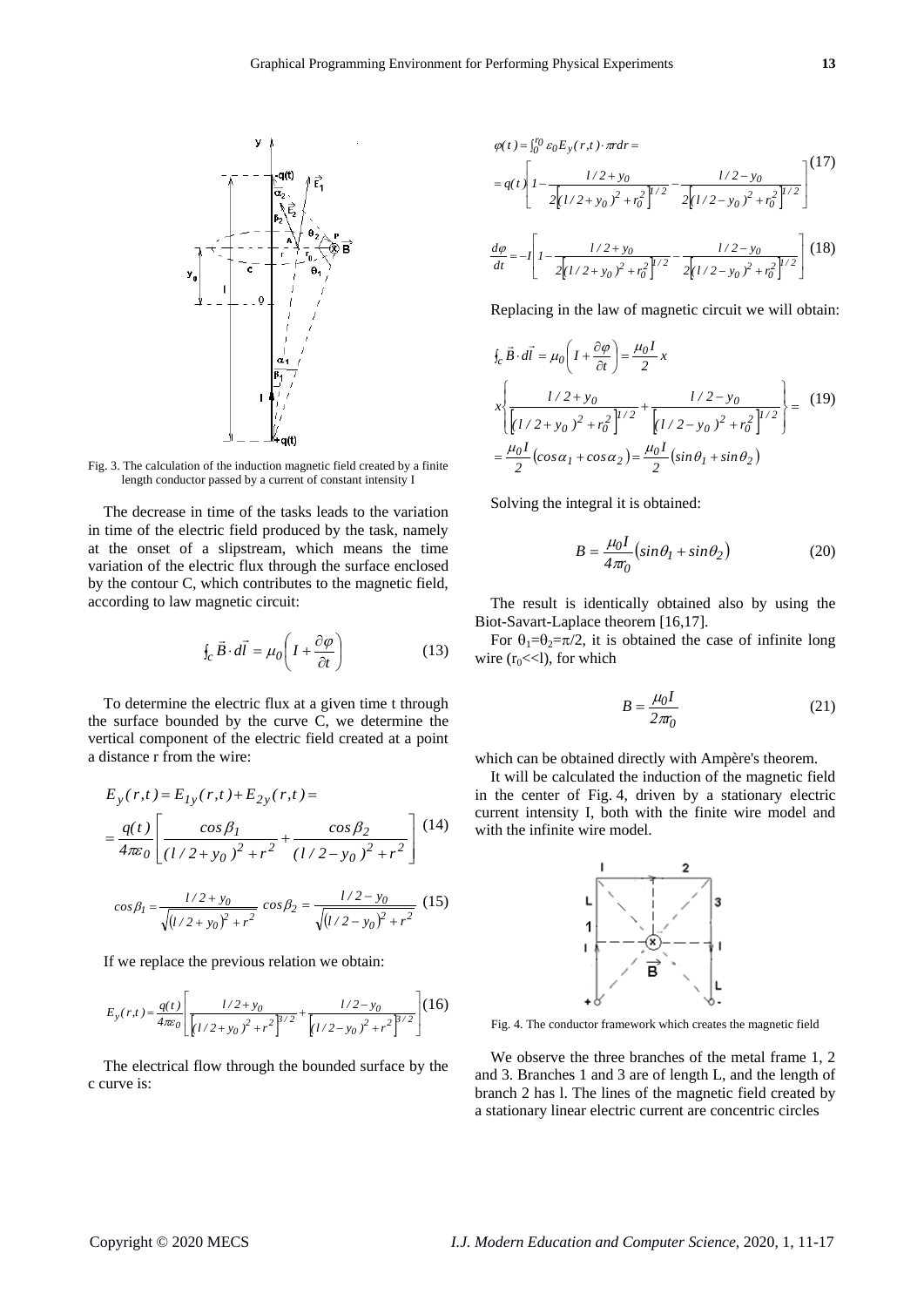Fig. 3. The calculation of the induction magnetic field created by a finite length conductor passed by a current of constant intensity I

The decrease in time of the tasks leads to the variation in time of the electric field produced by the task, namely at the onset of a slipstream, which means the time variation of the electric flux through the surface enclosed by the contour C, which contributes to the magnetic field, according to law magnetic circuit:

$$\oint_C \vec{B}\cdot d\vec{l} = \mu_0\left(I + \frac{\partial \varphi}{\partial t}\right) \tag{13}$$

To determine the electric flux at a given time t through the surface bounded by the curve C, we determine the vertical component of the electric field created at a point a distance r from the wire:

$$E_y(r,t) = E_{1y}(r,t) + E_{2y}(r,t) = \\ = \frac{q(t)}{4\pi\varepsilon_0}\left[\frac{\cos\beta_1}{(l/2+y_0)^2+r^2} + \frac{\cos\beta_2}{(l/2-y_0)^2+r^2}\right] \tag{14}$$

$$\cos\beta_1 = \frac{l/2+y_0}{\sqrt{(l/2+y_0)^2+r^2}} \quad \cos\beta_2 = \frac{l/2-y_0}{\sqrt{(l/2-y_0)^2+r^2}} \tag{15}$$

If we replace the previous relation we obtain:

$$E_y(r,t) = \frac{q(t)}{4\pi\varepsilon_0}\left[\frac{l/2+y_0}{\left[(l/2+y_0)^2+r^2\right]^{3/2}} + \frac{l/2-y_0}{\left[(l/2-y_0)^2+r^2\right]^{3/2}}\right] \tag{16}$$

The electrical flow through the bounded surface by the c curve is:

$$\varphi(t) = \int_0^{r_0} \varepsilon_0 E_y(r,t)\cdot \pi r dr = \\ = q(t)\left[1 - \frac{l/2+y_0}{2\left[(l/2+y_0)^2+r_0^2\right]^{1/2}} - \frac{l/2-y_0}{2\left[(l/2-y_0)^2+r_0^2\right]^{1/2}}\right] \tag{17}$$

$$\frac{d\varphi}{dt} = -I\left[1 - \frac{l/2+y_0}{2\left[(l/2+y_0)^2+r_0^2\right]^{1/2}} - \frac{l/2-y_0}{2\left[(l/2-y_0)^2+r_0^2\right]^{1/2}}\right] \tag{18}$$

Replacing in the law of magnetic circuit we will obtain:

$$\oint_C \vec{B}\cdot d\vec{l} = \mu_0\left(I + \frac{\partial \varphi}{\partial t}\right) = \frac{\mu_0 I}{2}x \\ x\left\{\frac{l/2+y_0}{\left[(l/2+y_0)^2+r_0^2\right]^{1/2}} + \frac{l/2-y_0}{\left[(l/2-y_0)^2+r_0^2\right]^{1/2}}\right\} = \\ = \frac{\mu_0 I}{2}(\cos\alpha_1 + \cos\alpha_2) = \frac{\mu_0 I}{2}(\sin\theta_1 + \sin\theta_2) \tag{19}$$

Solving the integral it is obtained:

$$B = \frac{\mu_0 I}{4\pi r_0}(\sin\theta_1 + \sin\theta_2) \tag{20}$$

The result is identically obtained also by using the Biot-Savart-Laplace theorem [16,17].

For $\theta_1=\theta_2=\pi/2$, it is obtained the case of infinite long wire ($r_0 << l$), for which

$$B = \frac{\mu_0 I}{2\pi r_0} \tag{21}$$

which can be obtained directly with Ampère's theorem.

It will be calculated the induction of the magnetic field in the center of Fig. 4, driven by a stationary electric current intensity I, both with the finite wire model and with the infinite wire model.

Fig. 4. The conductor framework which creates the magnetic field

We observe the three branches of the metal frame 1, 2 and 3. Branches 1 and 3 are of length L, and the length of branch 2 has l. The lines of the magnetic field created by a stationary linear electric current are concentric circles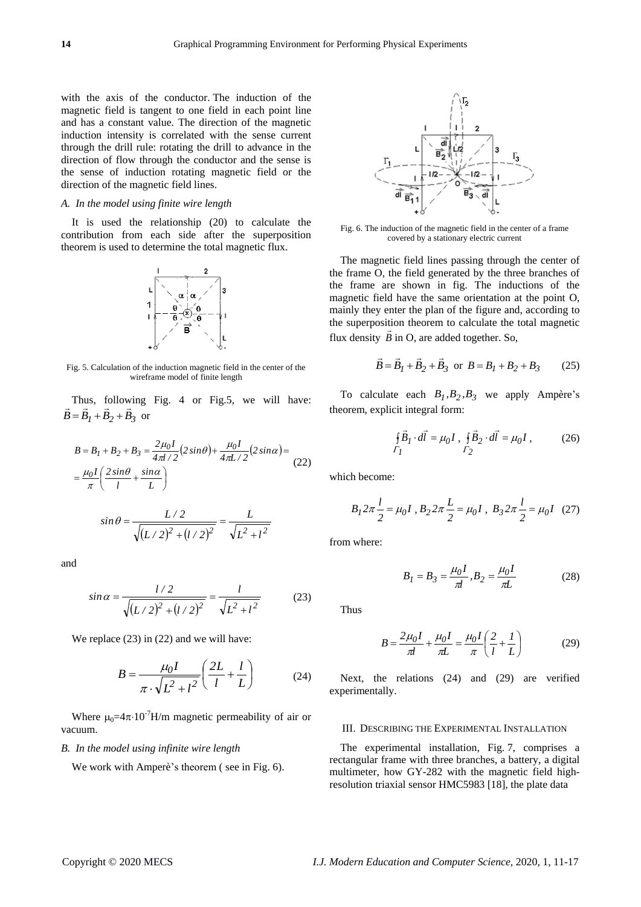with the axis of the conductor. The induction of the magnetic field is tangent to one field in each point line and has a constant value. The direction of the magnetic induction intensity is correlated with the sense current through the drill rule: rotating the drill to advance in the direction of flow through the conductor and the sense is the sense of induction rotating magnetic field or the direction of the magnetic field lines.

### A. In the model using finite wire length

It is used the relationship (20) to calculate the contribution from each side after the superposition theorem is used to determine the total magnetic flux.

Fig. 5. Calculation of the induction magnetic field in the center of the wireframe model of finite length

Thus, following Fig. 4 or Fig.5, we will have: $\vec{B} = \vec{B}_1 + \vec{B}_2 + \vec{B}_3$ or

$$B = B_1 + B_2 + B_3 = \frac{2\mu_0 I}{4\pi l/2}(2\sin\theta) + \frac{\mu_0 I}{4\pi L/2}(2\sin\alpha) = \frac{\mu_0 I}{\pi}\left(\frac{2\sin\theta}{l} + \frac{\sin\alpha}{L}\right) \quad (22)$$

$$\sin\theta = \frac{L/2}{\sqrt{(L/2)^2 + (l/2)^2}} = \frac{L}{\sqrt{L^2 + l^2}}$$

and

$$\sin\alpha = \frac{l/2}{\sqrt{(L/2)^2 + (l/2)^2}} = \frac{l}{\sqrt{L^2 + l^2}} \quad (23)$$

We replace (23) in (22) and we will have:

$$B = \frac{\mu_0 I}{\pi \cdot \sqrt{L^2 + l^2}}\left(\frac{2L}{l} + \frac{l}{L}\right) \quad (24)$$

Where $\mu_0 = 4\pi \cdot 10^{-7}$H/m magnetic permeability of air or vacuum.

### B. In the model using infinite wire length

We work with Amperè's theorem ( see in Fig. 6).

Fig. 6. The induction of the magnetic field in the center of a frame covered by a stationary electric current

The magnetic field lines passing through the center of the frame O, the field generated by the three branches of the frame are shown in fig. The inductions of the magnetic field have the same orientation at the point O, mainly they enter the plan of the figure and, according to the superposition theorem to calculate the total magnetic flux density $\vec{B}$ in O, are added together. So,

$$\vec{B} = \vec{B}_1 + \vec{B}_2 + \vec{B}_3 \text{ or } B = B_1 + B_2 + B_3 \quad (25)$$

To calculate each $B_1, B_2, B_3$ we apply Ampère's theorem, explicit integral form:

$$\oint_{\Gamma_1} \vec{B}_1 \cdot d\vec{l} = \mu_0 I, \; \oint_{\Gamma_2} \vec{B}_2 \cdot d\vec{l} = \mu_0 I, \quad (26)$$

which become:

$$B_1 2\pi \frac{l}{2} = \mu_0 I, \; B_2 2\pi \frac{L}{2} = \mu_0 I, \; B_3 2\pi \frac{l}{2} = \mu_0 I \quad (27)$$

from where:

$$B_1 = B_3 = \frac{\mu_0 I}{\pi l}, B_2 = \frac{\mu_0 I}{\pi L} \quad (28)$$

Thus

$$B = \frac{2\mu_0 I}{\pi l} + \frac{\mu_0 I}{\pi L} = \frac{\mu_0 I}{\pi}\left(\frac{2}{l} + \frac{1}{L}\right) \quad (29)$$

Next, the relations (24) and (29) are verified experimentally.

## III. Describing the Experimental Installation

The experimental installation, Fig. 7, comprises a rectangular frame with three branches, a battery, a digital multimeter, how GY-282 with the magnetic field high-resolution triaxial sensor HMC5983 [18], the plate data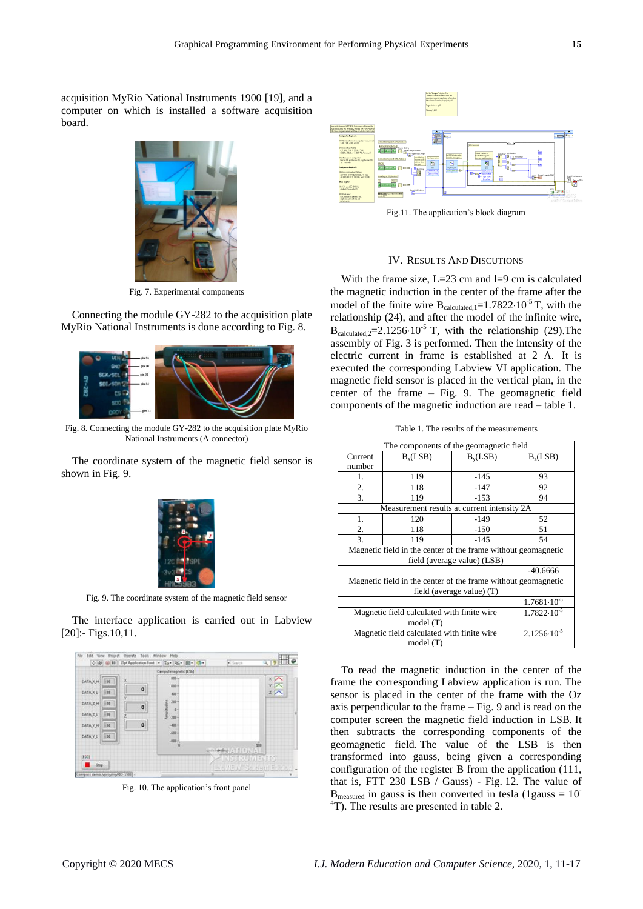acquisition MyRio National Instruments 1900 [19], and a computer on which is installed a software acquisition board.

Fig. 7. Experimental components

Connecting the module GY-282 to the acquisition plate MyRio National Instruments is done according to Fig. 8.

Fig. 8. Connecting the module GY-282 to the acquisition plate MyRio National Instruments (A connector)

The coordinate system of the magnetic field sensor is shown in Fig. 9.

Fig. 9. The coordinate system of the magnetic field sensor

The interface application is carried out in Labview [20]:- Figs.10,11.

Fig. 10. The application's front panel

Fig.11. The application's block diagram

## IV. Results And Discutions

With the frame size, L=23 cm and l=9 cm is calculated the magnetic induction in the center of the frame after the model of the finite wire $B_{calculated,1}$=1.7822·$10^{-5}$ T, with the relationship (24), and after the model of the infinite wire, $B_{calculated,2}$=2.1256·$10^{-5}$ T, with the relationship (29).The assembly of Fig. 3 is performed. Then the intensity of the electric current in frame is established at 2 A. It is executed the corresponding Labview VI application. The magnetic field sensor is placed in the vertical plan, in the center of the frame – Fig. 9. The geomagnetic field components of the magnetic induction are read – table 1.

Table 1. The results of the measurements

| The components of the geomagnetic field | | | |
|---|---|---|---|
| Current number | $B_x$(LSB) | $B_y$(LSB) | $B_z$(LSB) |
| 1. | 119 | -145 | 93 |
| 2. | 118 | -147 | 92 |
| 3. | 119 | -153 | 94 |
| Measurement results at current intensity 2A | | | |
| 1. | 120 | -149 | 52 |
| 2. | 118 | -150 | 51 |
| 3. | 119 | -145 | 54 |
| Magnetic field in the center of the frame without geomagnetic field (average value) (LSB) | | | |
| | | | -40.6666 |
| Magnetic field in the center of the frame without geomagnetic field (average value) (T) | | | |
| | | | 1.7681·$10^{-5}$ |
| Magnetic field calculated with finite wire model (T) | | | 1.7822·$10^{-5}$ |
| Magnetic field calculated with finite wire model (T) | | | 2.1256·$10^{-5}$ |

To read the magnetic induction in the center of the frame the corresponding Labview application is run. The sensor is placed in the center of the frame with the Oz axis perpendicular to the frame – Fig. 9 and is read on the computer screen the magnetic field induction in LSB. It then subtracts the corresponding components of the geomagnetic field. The value of the LSB is then transformed into gauss, being given a corresponding configuration of the register B from the application (111, that is, FTT 230 LSB / Gauss) - Fig. 12. The value of $B_{measured}$ in gauss is then converted in tesla (1gauss = $10^{-4}$T). The results are presented in table 2.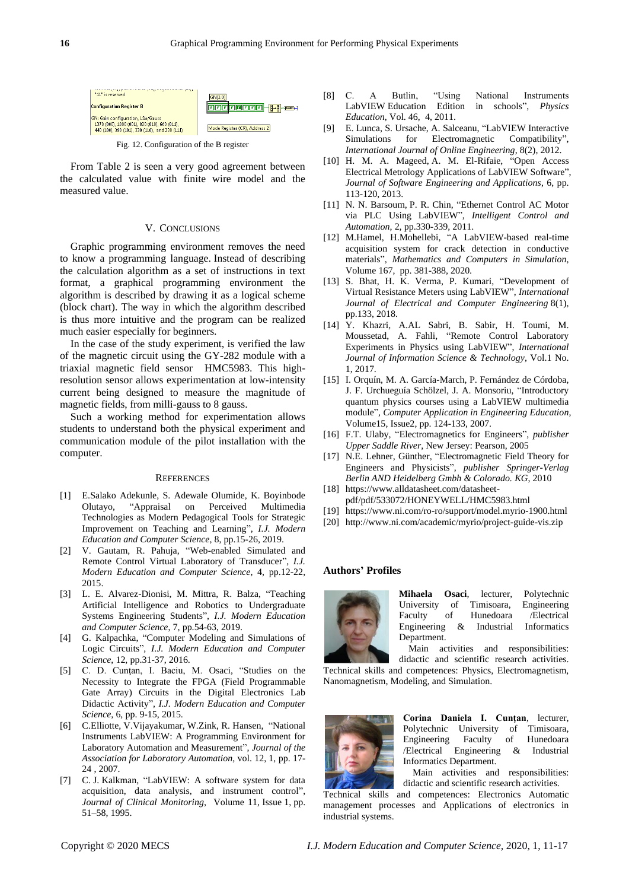Fig. 12. Configuration of the B register

From Table 2 is seen a very good agreement between the calculated value with finite wire model and the measured value.

## V. Conclusions

Graphic programming environment removes the need to know a programming language. Instead of describing the calculation algorithm as a set of instructions in text format, a graphical programming environment the algorithm is described by drawing it as a logical scheme (block chart). The way in which the algorithm described is thus more intuitive and the program can be realized much easier especially for beginners.

In the case of the study experiment, is verified the law of the magnetic circuit using the GY-282 module with a triaxial magnetic field sensor HMC5983. This high-resolution sensor allows experimentation at low-intensity current being designed to measure the magnitude of magnetic fields, from milli-gauss to 8 gauss.

Such a working method for experimentation allows students to understand both the physical experiment and communication module of the pilot installation with the computer.

## References

[1] E.Salako Adekunle, S. Adewale Olumide, K. Boyinbode Olutayo, "Appraisal on Perceived Multimedia Technologies as Modern Pedagogical Tools for Strategic Improvement on Teaching and Learning", *I.J. Modern Education and Computer Science*, 8, pp.15-26, 2019.

[2] V. Gautam, R. Pahuja, "Web-enabled Simulated and Remote Control Virtual Laboratory of Transducer", *I.J. Modern Education and Computer Science*, 4, pp.12-22, 2015.

[3] L. E. Alvarez-Dionisi, M. Mittra, R. Balza, "Teaching Artificial Intelligence and Robotics to Undergraduate Systems Engineering Students", *I.J. Modern Education and Computer Science*, 7, pp.54-63, 2019.

[4] G. Kalpachka, "Computer Modeling and Simulations of Logic Circuits", *I.J. Modern Education and Computer Science*, 12, pp.31-37, 2016.

[5] C. D. Cunțan, I. Baciu, M. Osaci, "Studies on the Necessity to Integrate the FPGA (Field Programmable Gate Array) Circuits in the Digital Electronics Lab Didactic Activity", *I.J. Modern Education and Computer Science*, 6, pp. 9-15, 2015.

[6] C.Elliotte, V.Vijayakumar, W.Zink, R. Hansen, "National Instruments LabVIEW: A Programming Environment for Laboratory Automation and Measurement", *Journal of the Association for Laboratory Automation*, vol. 12, 1, pp. 17-24 , 2007.

[7] C. J. Kalkman, "LabVIEW: A software system for data acquisition, data analysis, and instrument control", *Journal of Clinical Monitoring*, Volume 11, Issue 1, pp. 51–58, 1995.

[8] C. A Butlin, "Using National Instruments LabVIEW Education Edition in schools", *Physics Education*, Vol. 46, 4, 2011.

[9] E. Lunca, S. Ursache, A. Salceanu, "LabVIEW Interactive Simulations for Electromagnetic Compatibility", *International Journal of Online Engineering*, 8(2), 2012.

[10] H. M. A. Mageed, A. M. El-Rifaie, "Open Access Electrical Metrology Applications of LabVIEW Software", *Journal of Software Engineering and Applications*, 6, pp. 113-120, 2013.

[11] N. N. Barsoum, P. R. Chin, "Ethernet Control AC Motor via PLC Using LabVIEW", *Intelligent Control and Automation*, 2, pp.330-339, 2011.

[12] M.Hamel, H.Mohellebi, "A LabVIEW-based real-time acquisition system for crack detection in conductive materials", *Mathematics and Computers in Simulation*, Volume 167, pp. 381-388, 2020.

[13] S. Bhat, H. K. Verma, P. Kumari, "Development of Virtual Resistance Meters using LabVIEW", *International Journal of Electrical and Computer Engineering* 8(1), pp.133, 2018.

[14] Y. Khazri, A.AL Sabri, B. Sabir, H. Toumi, M. Moussetad, A. Fahli, "Remote Control Laboratory Experiments in Physics using LabVIEW", *International Journal of Information Science & Technology*, Vol.1 No. 1, 2017.

[15] I. Orquín, M. A. García-March, P. Fernández de Córdoba, J. F. Urchueguía Schölzel, J. A. Monsoriu, "Introductory quantum physics courses using a LabVIEW multimedia module", *Computer Application in Engineering Education*, Volume15, Issue2, pp. 124-133, 2007.

[16] F.T. Ulaby, "Electromagnetics for Engineers", *publisher Upper Saddle River*, New Jersey: Pearson, 2005

[17] N.E. Lehner, Günther, "Electromagnetic Field Theory for Engineers and Physicists", *publisher Springer-Verlag Berlin AND Heidelberg Gmbh & Colorado. KG*, 2010

[18] https://www.alldatasheet.com/datasheet-pdf/pdf/533072/HONEYWELL/HMC5983.html

[19] https://www.ni.com/ro-ro/support/model.myrio-1900.html

[20] http://www.ni.com/academic/myrio/project-guide-vis.zip

### Authors' Profiles

**Mihaela Osaci**, lecturer, Polytechnic University of Timisoara, Engineering Faculty of Hunedoara /Electrical Engineering & Industrial Informatics Department.

Main activities and responsibilities: didactic and scientific research activities. Technical skills and competences: Physics, Electromagnetism, Nanomagnetism, Modeling, and Simulation.

**Corina Daniela I. Cunțan**, lecturer, Polytechnic University of Timisoara, Engineering Faculty of Hunedoara /Electrical Engineering & Industrial Informatics Department.

Main activities and responsibilities: didactic and scientific research activities. Technical skills and competences: Electronics Automatic management processes and Applications of electronics in industrial systems.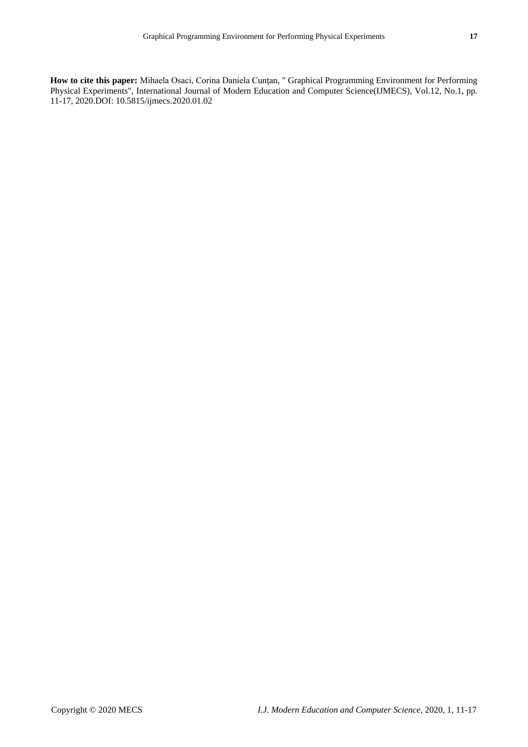**How to cite this paper:** Mihaela Osaci, Corina Daniela Cunţan, " Graphical Programming Environment for Performing Physical Experiments", International Journal of Modern Education and Computer Science(IJMECS), Vol.12, No.1, pp. 11-17, 2020.DOI: 10.5815/ijmecs.2020.01.02